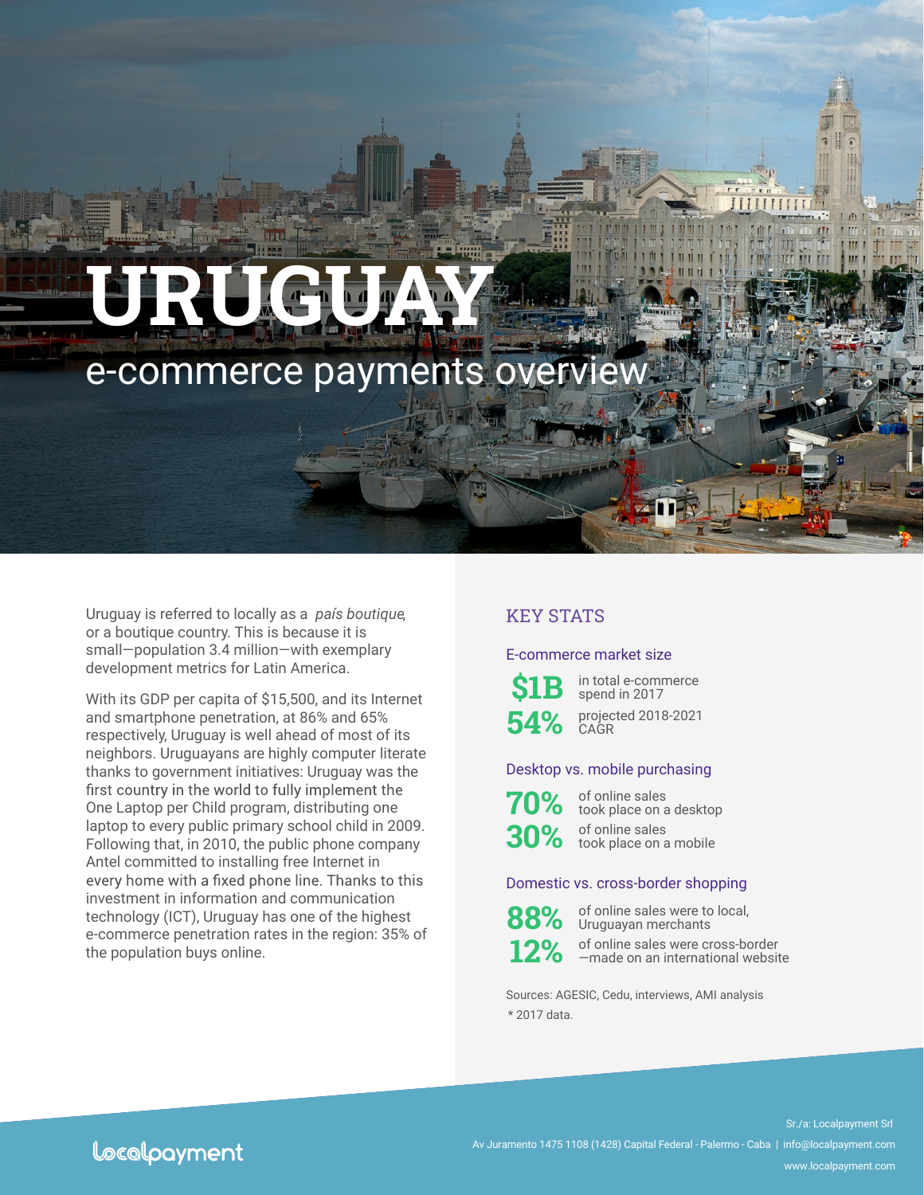# URUGUAY

## e-commerce payments overview

Uruguay is referred to locally as a *país boutique*, or a boutique country. This is because it is small—population 3.4 million—with exemplary development metrics for Latin America.

With its GDP per capita of $15,500, and its Internet and smartphone penetration, at 86% and 65% respectively, Uruguay is well ahead of most of its neighbors. Uruguayans are highly computer literate thanks to government initiatives: Uruguay was the first country in the world to fully implement the One Laptop per Child program, distributing one laptop to every public primary school child in 2009. Following that, in 2010, the public phone company Antel committed to installing free Internet in every home with a fixed phone line. Thanks to this investment in information and communication technology (ICT), Uruguay has one of the highest e-commerce penetration rates in the region: 35% of the population buys online.

### KEY STATS

#### E-commerce market size

**$1B** in total e-commerce spend in 2017

**54%** projected 2018-2021 CAGR

#### Desktop vs. mobile purchasing

**70%** of online sales took place on a desktop

**30%** of online sales took place on a mobile

#### Domestic vs. cross-border shopping

**88%** of online sales were to local, Uruguayan merchants

**12%** of online sales were cross-border —made on an international website

Sources: AGESIC, Cedu, interviews, AMI analysis

\* 2017 data.

Localpayment

Sr./a: Localpayment Srl

Av Juramento 1475 1108 (1428) Capital Federal - Palermo - Caba | info@localpayment.com

www.localpayment.com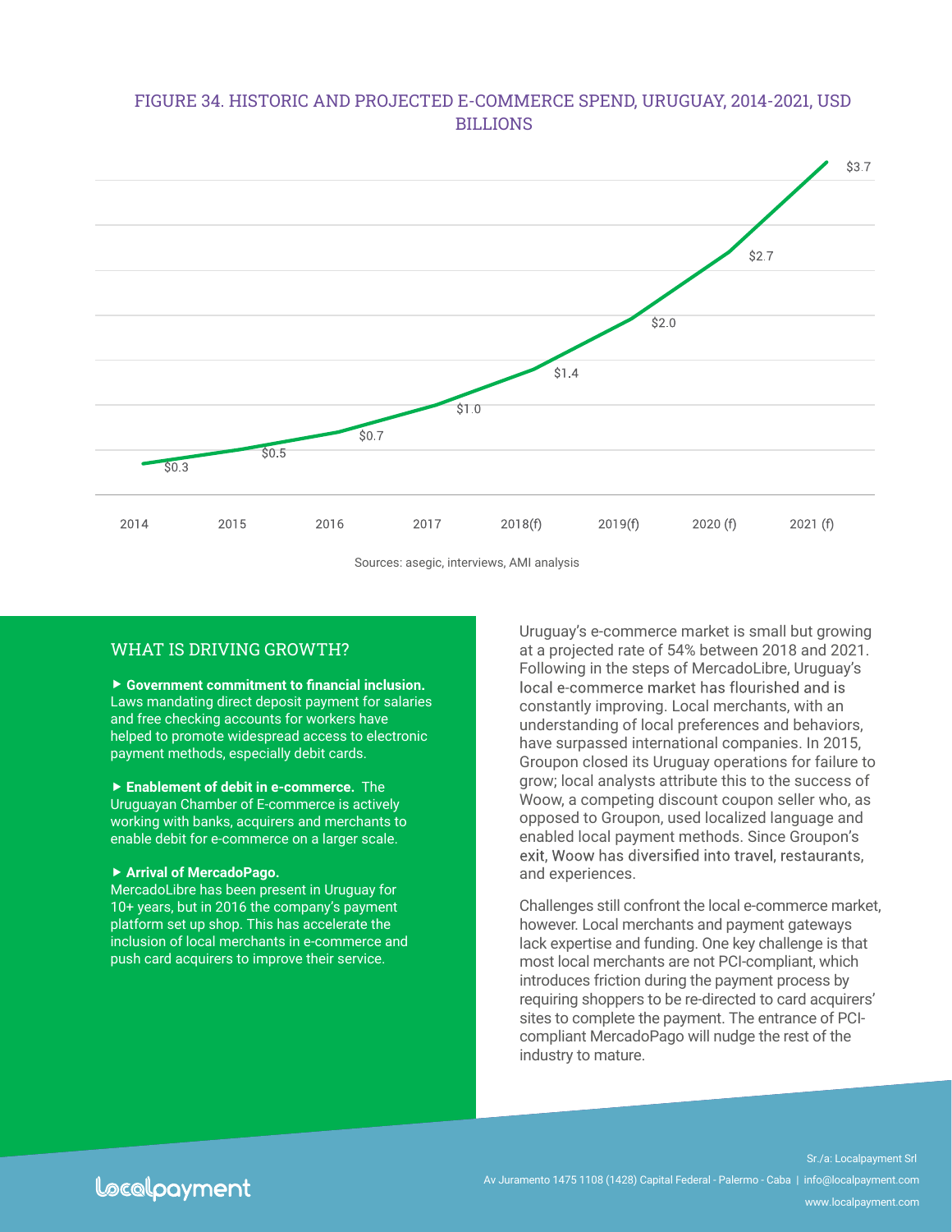FIGURE 34. HISTORIC AND PROJECTED E-COMMERCE SPEND, URUGUAY, 2014-2021, USD BILLIONS

$0.3
$0.5
$0.7
$1.0
$1.4
$2.0
$2.7
$3.7

2014
2015
2016
2017
2018(f)
2019(f)
2020 (f)
2021 (f)

Sources: asegic, interviews, AMI analysis

## WHAT IS DRIVING GROWTH?

▶ **Government commitment to financial inclusion.** Laws mandating direct deposit payment for salaries and free checking accounts for workers have helped to promote widespread access to electronic payment methods, especially debit cards.

▶ **Enablement of debit in e-commerce.** The Uruguayan Chamber of E-commerce is actively working with banks, acquirers and merchants to enable debit for e-commerce on a larger scale.

▶ **Arrival of MercadoPago.**
MercadoLibre has been present in Uruguay for 10+ years, but in 2016 the company's payment platform set up shop. This has accelerate the inclusion of local merchants in e-commerce and push card acquirers to improve their service.

Uruguay's e-commerce market is small but growing at a projected rate of 54% between 2018 and 2021. Following in the steps of MercadoLibre, Uruguay's local e-commerce market has flourished and is constantly improving. Local merchants, with an understanding of local preferences and behaviors, have surpassed international companies. In 2015, Groupon closed its Uruguay operations for failure to grow; local analysts attribute this to the success of Woow, a competing discount coupon seller who, as opposed to Groupon, used localized language and enabled local payment methods. Since Groupon's exit, Woow has diversified into travel, restaurants, and experiences.

Challenges still confront the local e-commerce market, however. Local merchants and payment gateways lack expertise and funding. One key challenge is that most local merchants are not PCI-compliant, which introduces friction during the payment process by requiring shoppers to be re-directed to card acquirers' sites to complete the payment. The entrance of PCI-compliant MercadoPago will nudge the rest of the industry to mature.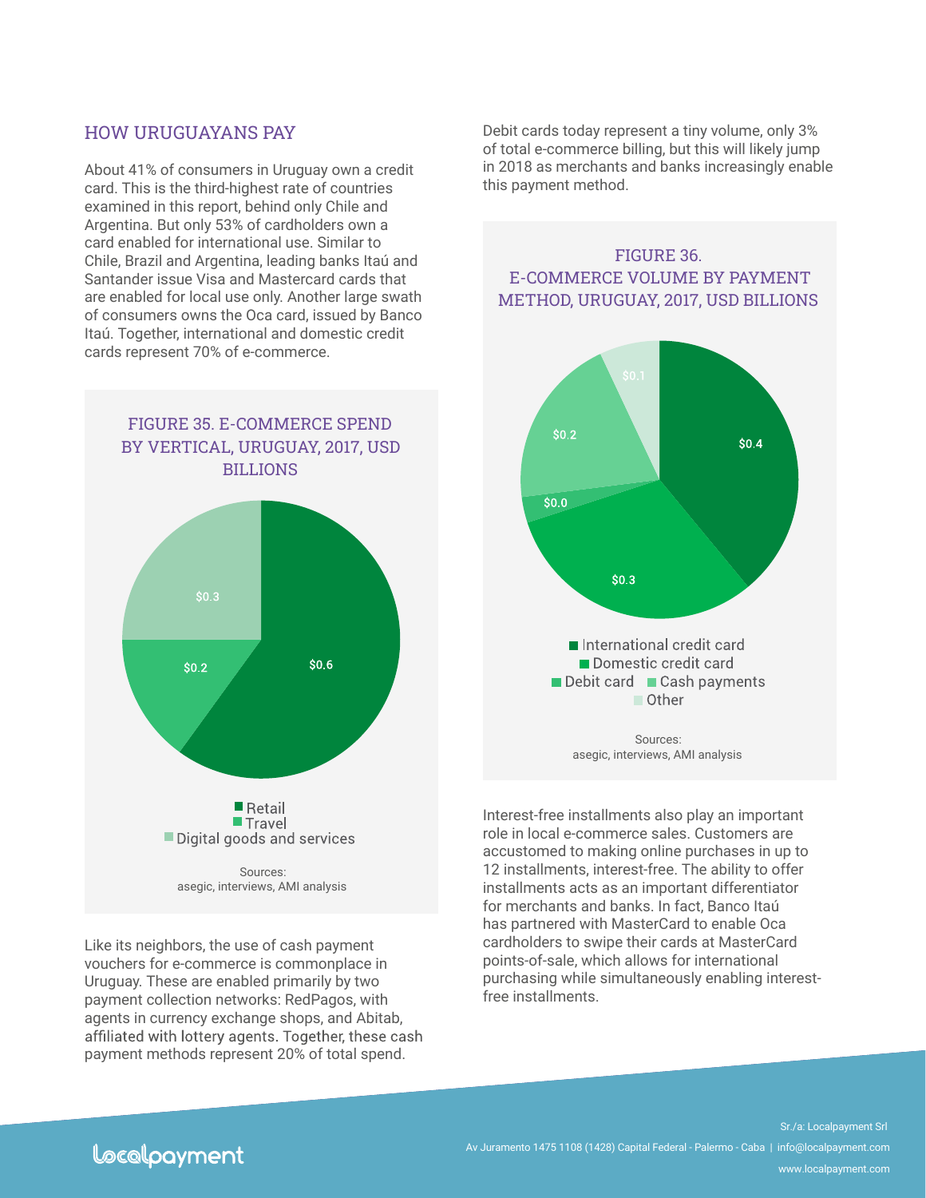## HOW URUGUAYANS PAY

About 41% of consumers in Uruguay own a credit card. This is the third-highest rate of countries examined in this report, behind only Chile and Argentina. But only 53% of cardholders own a card enabled for international use. Similar to Chile, Brazil and Argentina, leading banks Itaú and Santander issue Visa and Mastercard cards that are enabled for local use only. Another large swath of consumers owns the Oca card, issued by Banco Itaú. Together, international and domestic credit cards represent 70% of e-commerce.

FIGURE 35. E-COMMERCE SPEND BY VERTICAL, URUGUAY, 2017, USD BILLIONS

$0.3
$0.2
$0.6

Retail
Travel
Digital goods and services

Sources:
asegic, interviews, AMI analysis

Like its neighbors, the use of cash payment vouchers for e-commerce is commonplace in Uruguay. These are enabled primarily by two payment collection networks: RedPagos, with agents in currency exchange shops, and Abitab, affiliated with lottery agents. Together, these cash payment methods represent 20% of total spend.

Debit cards today represent a tiny volume, only 3% of total e-commerce billing, but this will likely jump in 2018 as merchants and banks increasingly enable this payment method.

FIGURE 36.
E-COMMERCE VOLUME BY PAYMENT METHOD, URUGUAY, 2017, USD BILLIONS

$0.1
$0.2
$0.4
$0.0
$0.3

International credit card
Domestic credit card
Debit card
Cash payments
Other

Sources:
asegic, interviews, AMI analysis

Interest-free installments also play an important role in local e-commerce sales. Customers are accustomed to making online purchases in up to 12 installments, interest-free. The ability to offer installments acts as an important differentiator for merchants and banks. In fact, Banco Itaú has partnered with MasterCard to enable Oca cardholders to swipe their cards at MasterCard points-of-sale, which allows for international purchasing while simultaneously enabling interest-free installments.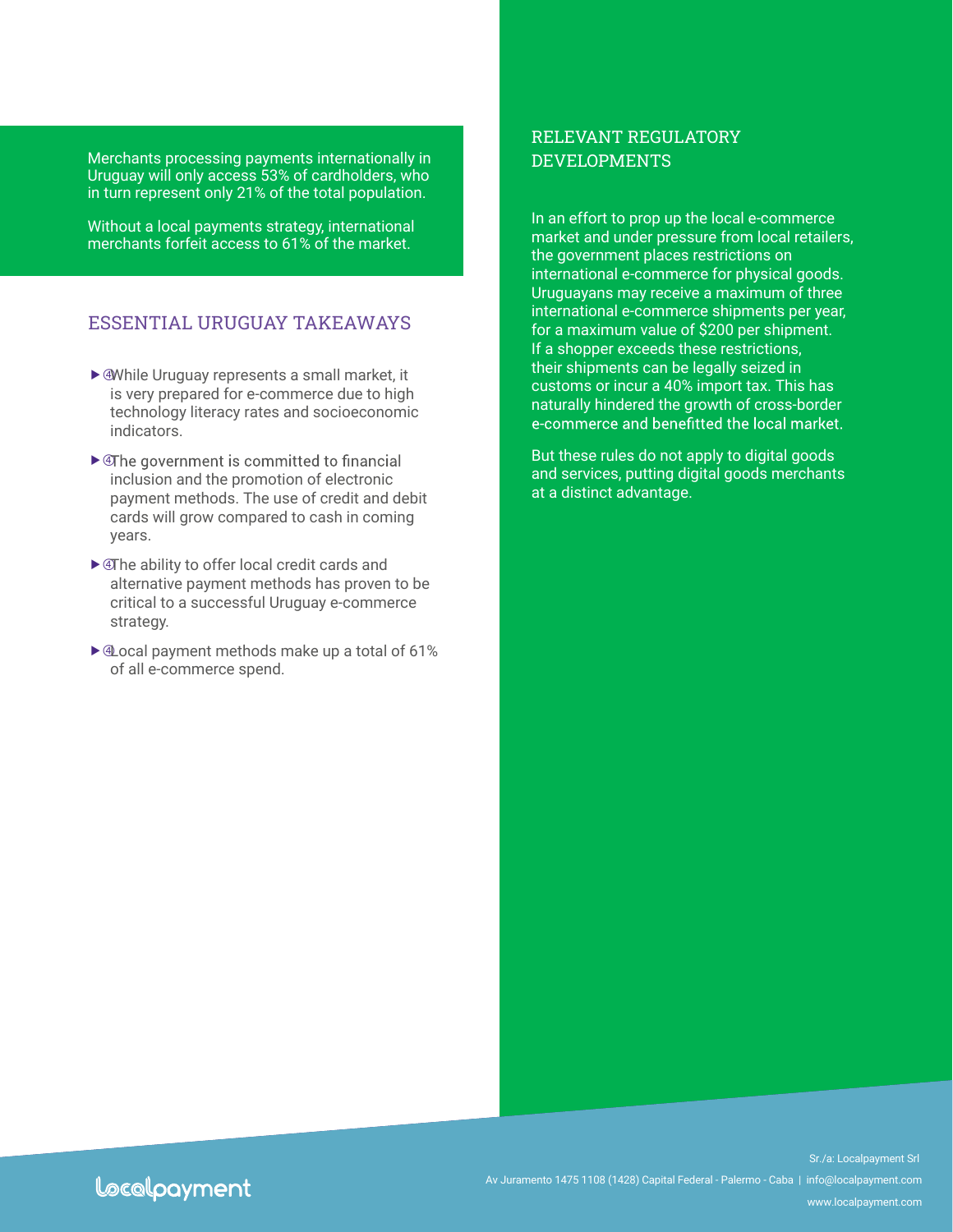Merchants processing payments internationally in Uruguay will only access 53% of cardholders, who in turn represent only 21% of the total population.

Without a local payments strategy, international merchants forfeit access to 61% of the market.

## ESSENTIAL URUGUAY TAKEAWAYS

- While Uruguay represents a small market, it is very prepared for e-commerce due to high technology literacy rates and socioeconomic indicators.
- The government is committed to financial inclusion and the promotion of electronic payment methods. The use of credit and debit cards will grow compared to cash in coming years.
- The ability to offer local credit cards and alternative payment methods has proven to be critical to a successful Uruguay e-commerce strategy.
- Local payment methods make up a total of 61% of all e-commerce spend.

## RELEVANT REGULATORY DEVELOPMENTS

In an effort to prop up the local e-commerce market and under pressure from local retailers, the government places restrictions on international e-commerce for physical goods. Uruguayans may receive a maximum of three international e-commerce shipments per year, for a maximum value of $200 per shipment. If a shopper exceeds these restrictions, their shipments can be legally seized in customs or incur a 40% import tax. This has naturally hindered the growth of cross-border e-commerce and benefitted the local market.

But these rules do not apply to digital goods and services, putting digital goods merchants at a distinct advantage.

Sr./a: Localpayment Srl

Av Juramento 1475 1108 (1428) Capital Federal - Palermo - Caba | info@localpayment.com

www.localpayment.com